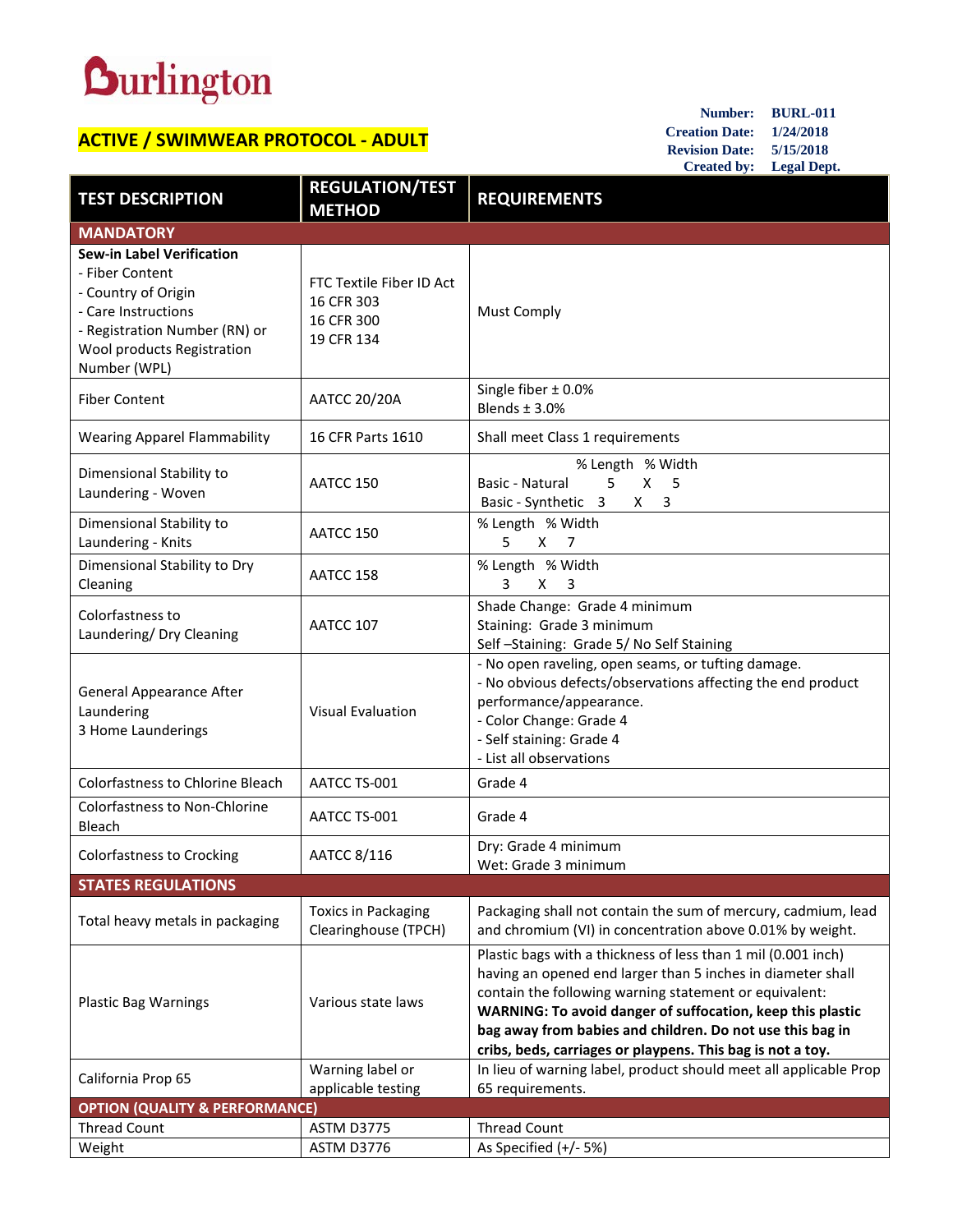# Burlington

## ACTIVE / SWIMWEAR PROTOCOL - ADULT

**Number:** BURL-011
**Creation Date:** 1/24/2018
**Revision Date:** 5/15/2018
**Created by:** Legal Dept.

| TEST DESCRIPTION | REGULATION/TEST METHOD | REQUIREMENTS |
|---|---|---|
| **MANDATORY** | | |
| **Sew-in Label Verification**<br>- Fiber Content<br>- Country of Origin<br>- Care Instructions<br>- Registration Number (RN) or Wool products Registration Number (WPL) | FTC Textile Fiber ID Act<br>16 CFR 303<br>16 CFR 300<br>19 CFR 134 | Must Comply |
| Fiber Content | AATCC 20/20A | Single fiber ± 0.0%<br>Blends ± 3.0% |
| Wearing Apparel Flammability | 16 CFR Parts 1610 | Shall meet Class 1 requirements |
| Dimensional Stability to Laundering - Woven | AATCC 150 | % Length % Width<br>Basic - Natural 5 X 5<br>Basic - Synthetic 3 X 3 |
| Dimensional Stability to Laundering - Knits | AATCC 150 | % Length % Width<br>5 X 7 |
| Dimensional Stability to Dry Cleaning | AATCC 158 | % Length % Width<br>3 X 3 |
| Colorfastness to Laundering/ Dry Cleaning | AATCC 107 | Shade Change: Grade 4 minimum<br>Staining: Grade 3 minimum<br>Self –Staining: Grade 5/ No Self Staining |
| General Appearance After Laundering<br>3 Home Launderings | Visual Evaluation | - No open raveling, open seams, or tufting damage.<br>- No obvious defects/observations affecting the end product performance/appearance.<br>- Color Change: Grade 4<br>- Self staining: Grade 4<br>- List all observations |
| Colorfastness to Chlorine Bleach | AATCC TS-001 | Grade 4 |
| Colorfastness to Non-Chlorine Bleach | AATCC TS-001 | Grade 4 |
| Colorfastness to Crocking | AATCC 8/116 | Dry: Grade 4 minimum<br>Wet: Grade 3 minimum |
| **STATES REGULATIONS** | | |
| Total heavy metals in packaging | Toxics in Packaging Clearinghouse (TPCH) | Packaging shall not contain the sum of mercury, cadmium, lead and chromium (VI) in concentration above 0.01% by weight. |
| Plastic Bag Warnings | Various state laws | Plastic bags with a thickness of less than 1 mil (0.001 inch) having an opened end larger than 5 inches in diameter shall contain the following warning statement or equivalent:<br>**WARNING: To avoid danger of suffocation, keep this plastic bag away from babies and children. Do not use this bag in cribs, beds, carriages or playpens. This bag is not a toy.** |
| California Prop 65 | Warning label or applicable testing | In lieu of warning label, product should meet all applicable Prop 65 requirements. |
| **OPTION (QUALITY & PERFORMANCE)** | | |
| Thread Count | ASTM D3775 | Thread Count |
| Weight | ASTM D3776 | As Specified (+/- 5%) |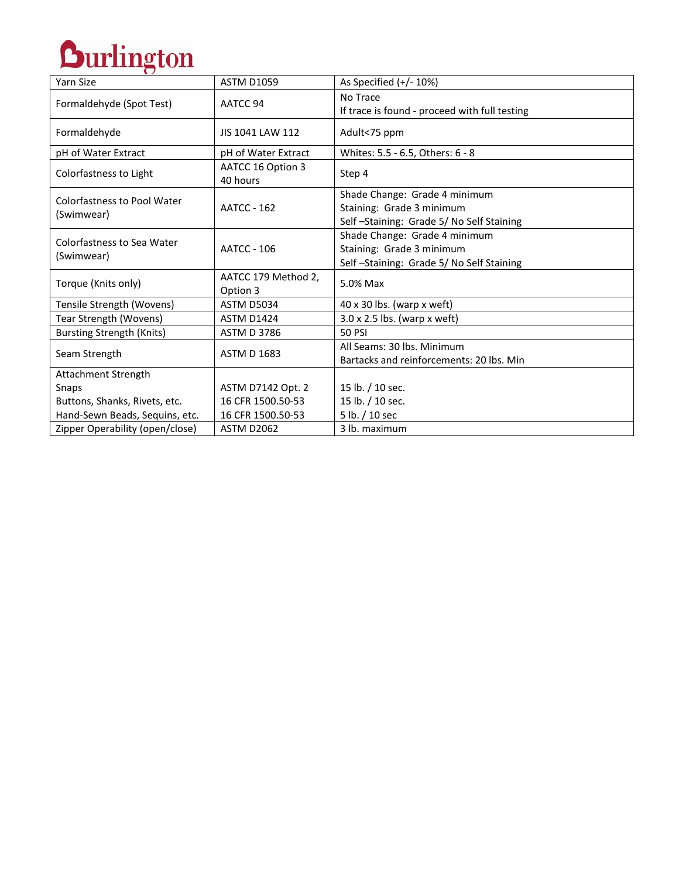| | | |
|---|---|---|
| Yarn Size | ASTM D1059 | As Specified (+/- 10%) |
| Formaldehyde (Spot Test) | AATCC 94 | No Trace<br>If trace is found - proceed with full testing |
| Formaldehyde | JIS 1041 LAW 112 | Adult<75 ppm |
| pH of Water Extract | pH of Water Extract | Whites: 5.5 - 6.5, Others: 6 - 8 |
| Colorfastness to Light | AATCC 16 Option 3<br>40 hours | Step 4 |
| Colorfastness to Pool Water (Swimwear) | AATCC - 162 | Shade Change: Grade 4 minimum<br>Staining: Grade 3 minimum<br>Self –Staining: Grade 5/ No Self Staining |
| Colorfastness to Sea Water (Swimwear) | AATCC - 106 | Shade Change: Grade 4 minimum<br>Staining: Grade 3 minimum<br>Self –Staining: Grade 5/ No Self Staining |
| Torque (Knits only) | AATCC 179 Method 2, Option 3 | 5.0% Max |
| Tensile Strength (Wovens) | ASTM D5034 | 40 x 30 lbs. (warp x weft) |
| Tear Strength (Wovens) | ASTM D1424 | 3.0 x 2.5 lbs. (warp x weft) |
| Bursting Strength (Knits) | ASTM D 3786 | 50 PSI |
| Seam Strength | ASTM D 1683 | All Seams: 30 lbs. Minimum<br>Bartacks and reinforcements: 20 lbs. Min |
| Attachment Strength<br>Snaps<br>Buttons, Shanks, Rivets, etc.<br>Hand-Sewn Beads, Sequins, etc. | <br>ASTM D7142 Opt. 2<br>16 CFR 1500.50-53<br>16 CFR 1500.50-53 | <br>15 lb. / 10 sec.<br>15 lb. / 10 sec.<br>5 lb. / 10 sec |
| Zipper Operability (open/close) | ASTM D2062 | 3 lb. maximum |